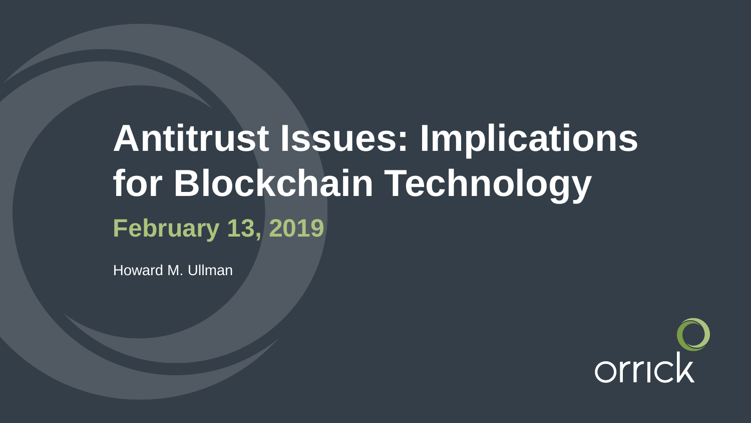# Antitrust Issues: Implications for Blockchain Technology

## February 13, 2019

Howard M. Ullman

orrick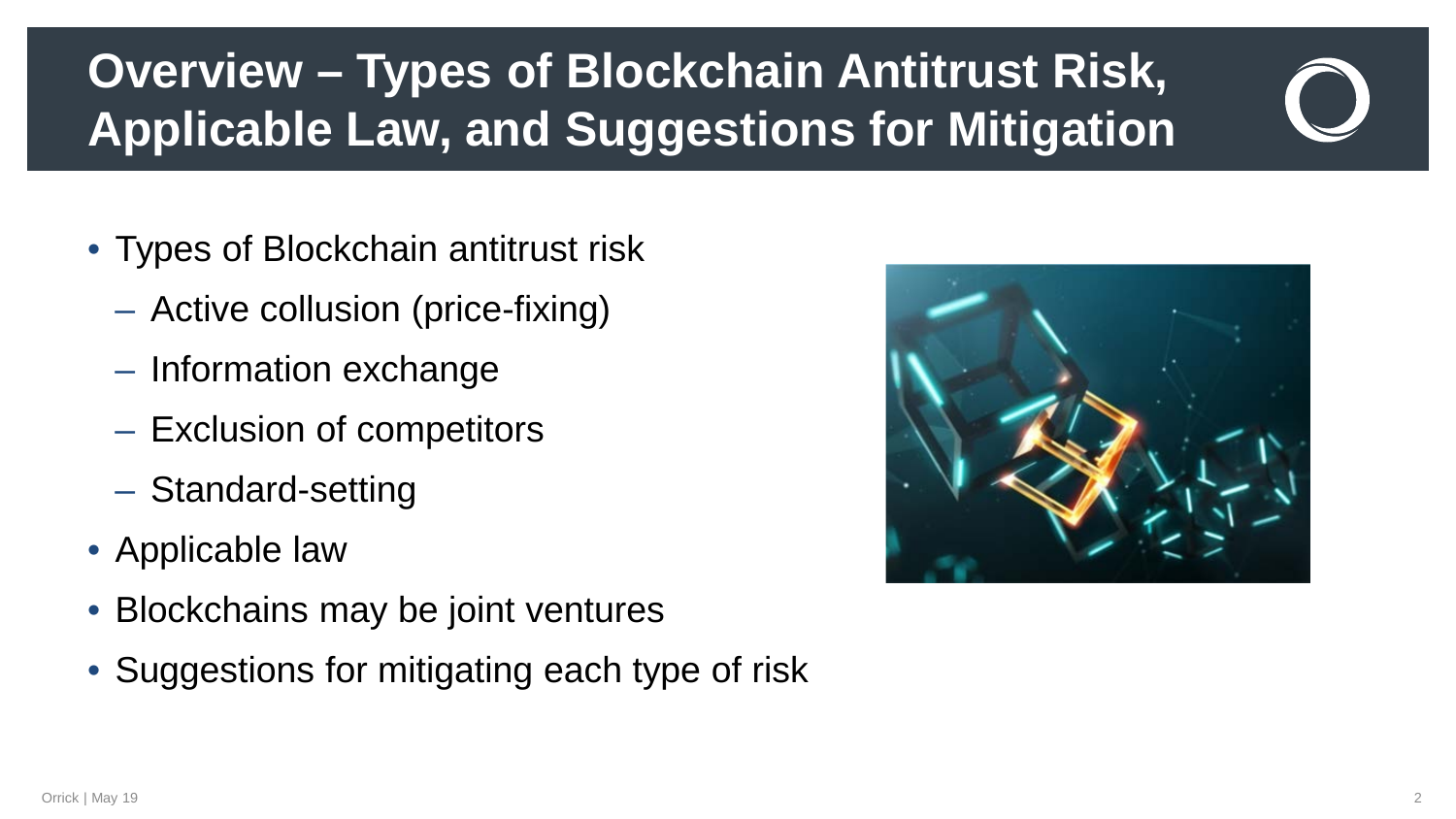# Overview – Types of Blockchain Antitrust Risk, Applicable Law, and Suggestions for Mitigation

- Types of Blockchain antitrust risk
  - Active collusion (price-fixing)
  - Information exchange
  - Exclusion of competitors
  - Standard-setting
- Applicable law
- Blockchains may be joint ventures
- Suggestions for mitigating each type of risk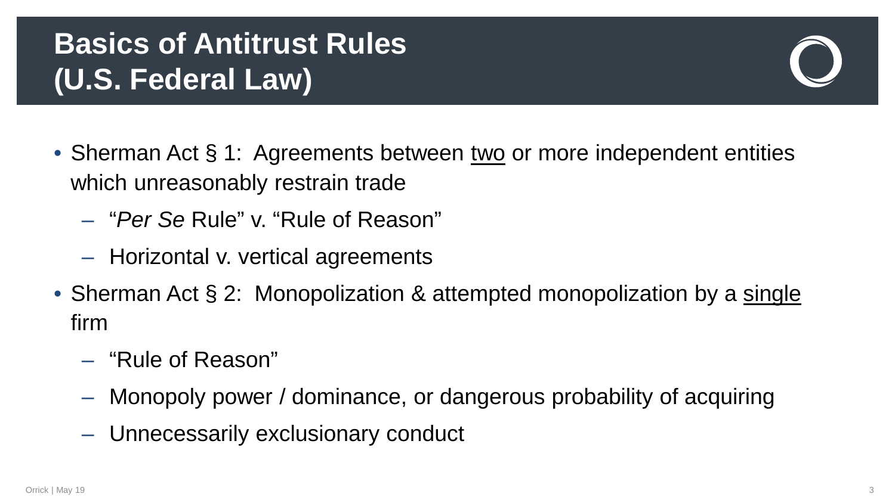# Basics of Antitrust Rules (U.S. Federal Law)

- Sherman Act § 1: Agreements between <u>two</u> or more independent entities which unreasonably restrain trade
  - "*Per Se* Rule" v. "Rule of Reason"
  - Horizontal v. vertical agreements
- Sherman Act § 2: Monopolization & attempted monopolization by a <u>single</u> firm
  - "Rule of Reason"
  - Monopoly power / dominance, or dangerous probability of acquiring
  - Unnecessarily exclusionary conduct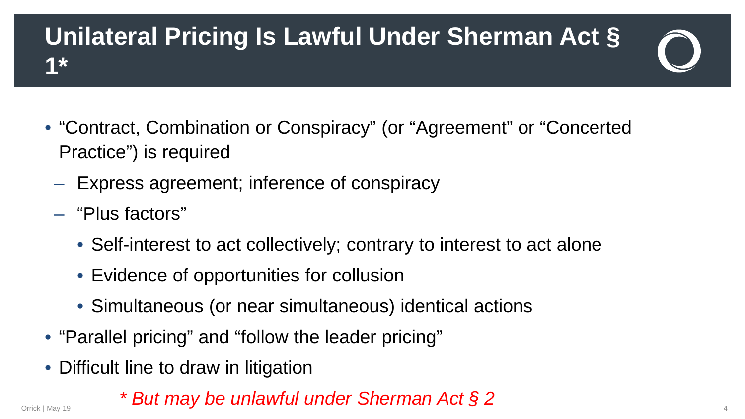# Unilateral Pricing Is Lawful Under Sherman Act § 1*

- "Contract, Combination or Conspiracy" (or "Agreement" or "Concerted Practice") is required
  - Express agreement; inference of conspiracy
  - "Plus factors"
    - Self-interest to act collectively; contrary to interest to act alone
    - Evidence of opportunities for collusion
    - Simultaneous (or near simultaneous) identical actions
- "Parallel pricing" and "follow the leader pricing"
- Difficult line to draw in litigation

*\* But may be unlawful under Sherman Act § 2*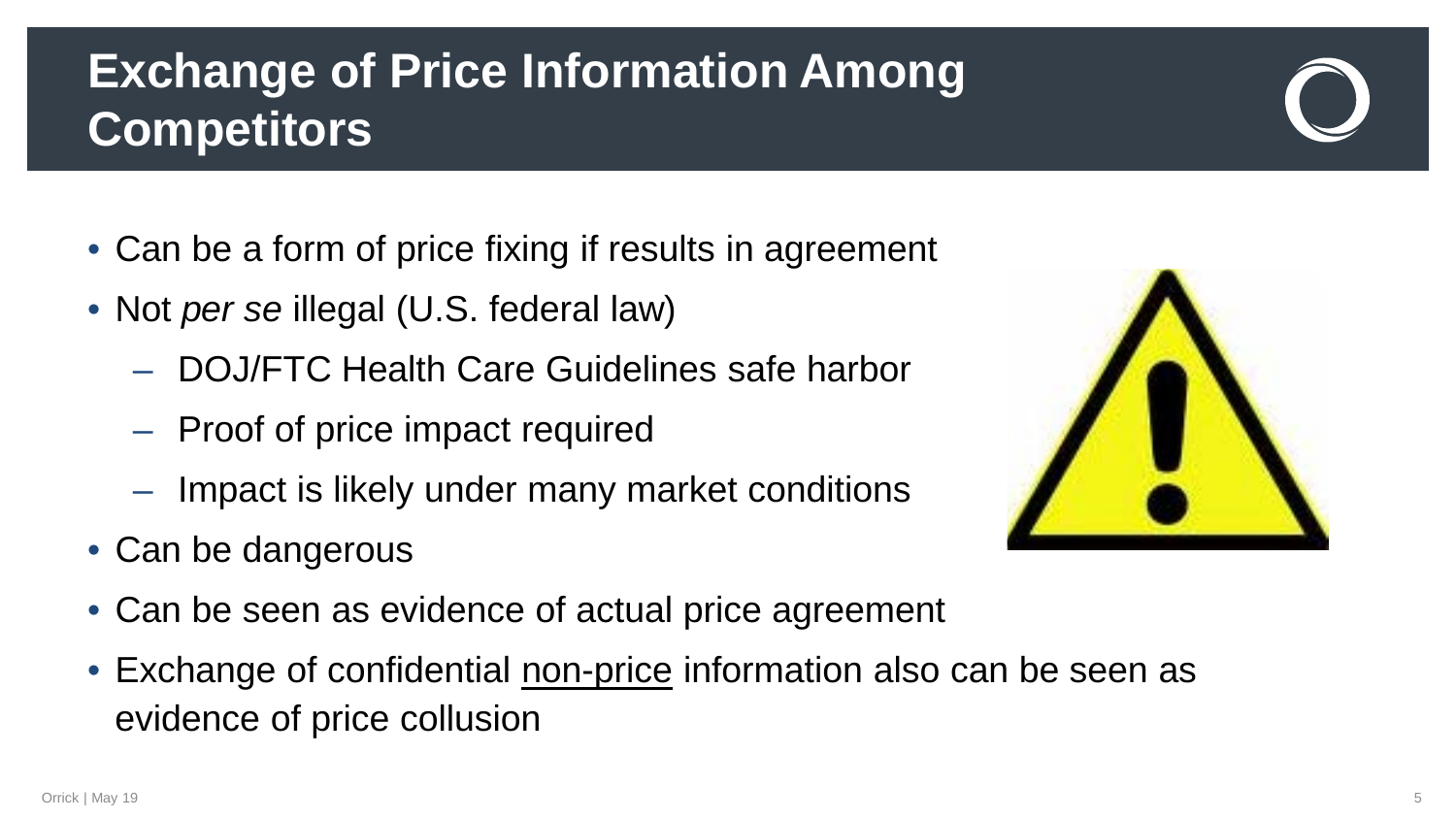# Exchange of Price Information Among Competitors

- Can be a form of price fixing if results in agreement
- Not *per se* illegal (U.S. federal law)
  - DOJ/FTC Health Care Guidelines safe harbor
  - Proof of price impact required
  - Impact is likely under many market conditions
- Can be dangerous
- Can be seen as evidence of actual price agreement
- Exchange of confidential <u>non-price</u> information also can be seen as evidence of price collusion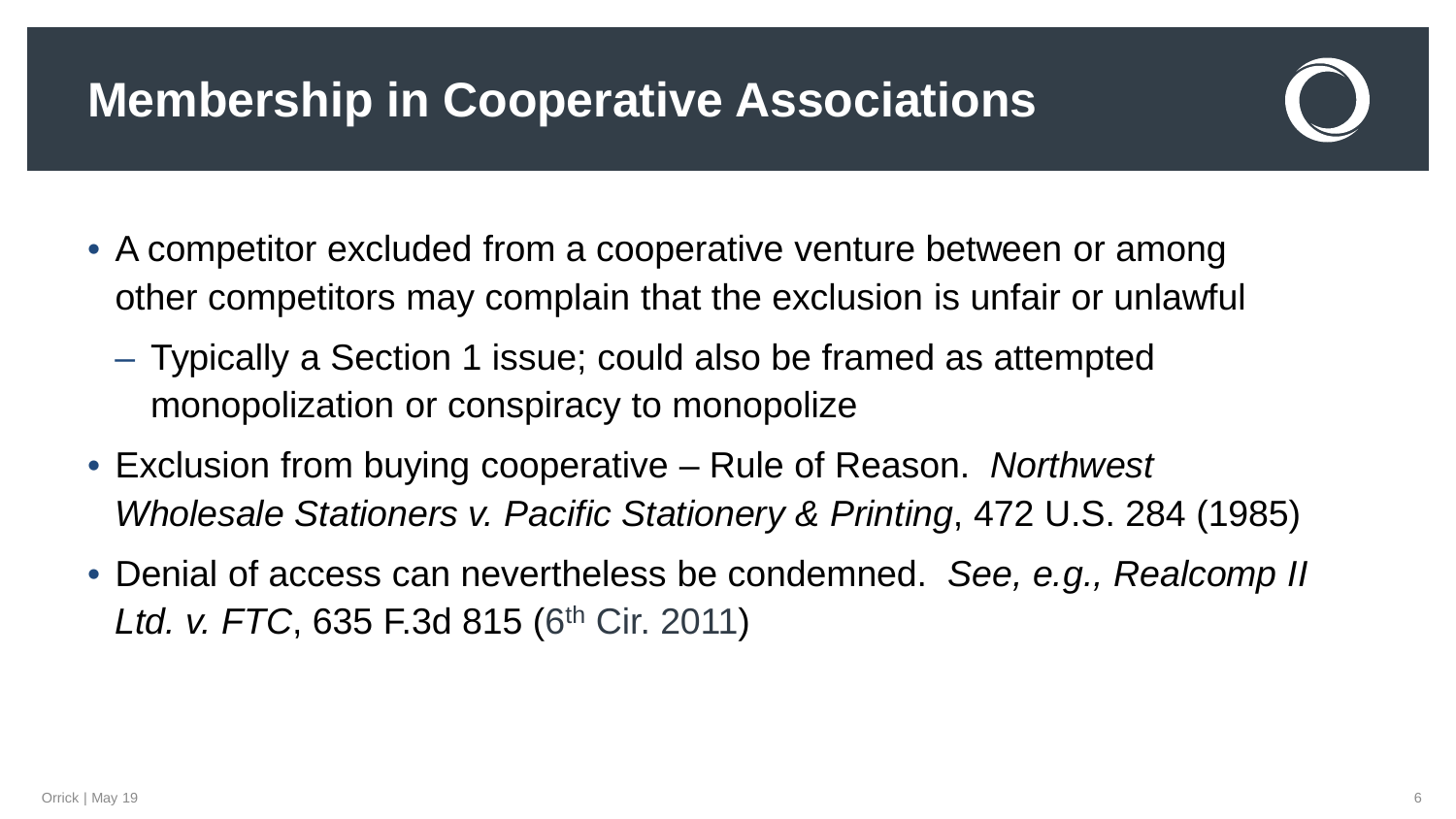# Membership in Cooperative Associations

- A competitor excluded from a cooperative venture between or among other competitors may complain that the exclusion is unfair or unlawful
  - Typically a Section 1 issue; could also be framed as attempted monopolization or conspiracy to monopolize
- Exclusion from buying cooperative – Rule of Reason. *Northwest Wholesale Stationers v. Pacific Stationery & Printing*, 472 U.S. 284 (1985)
- Denial of access can nevertheless be condemned. *See, e.g., Realcomp II Ltd. v. FTC*, 635 F.3d 815 (6th Cir. 2011)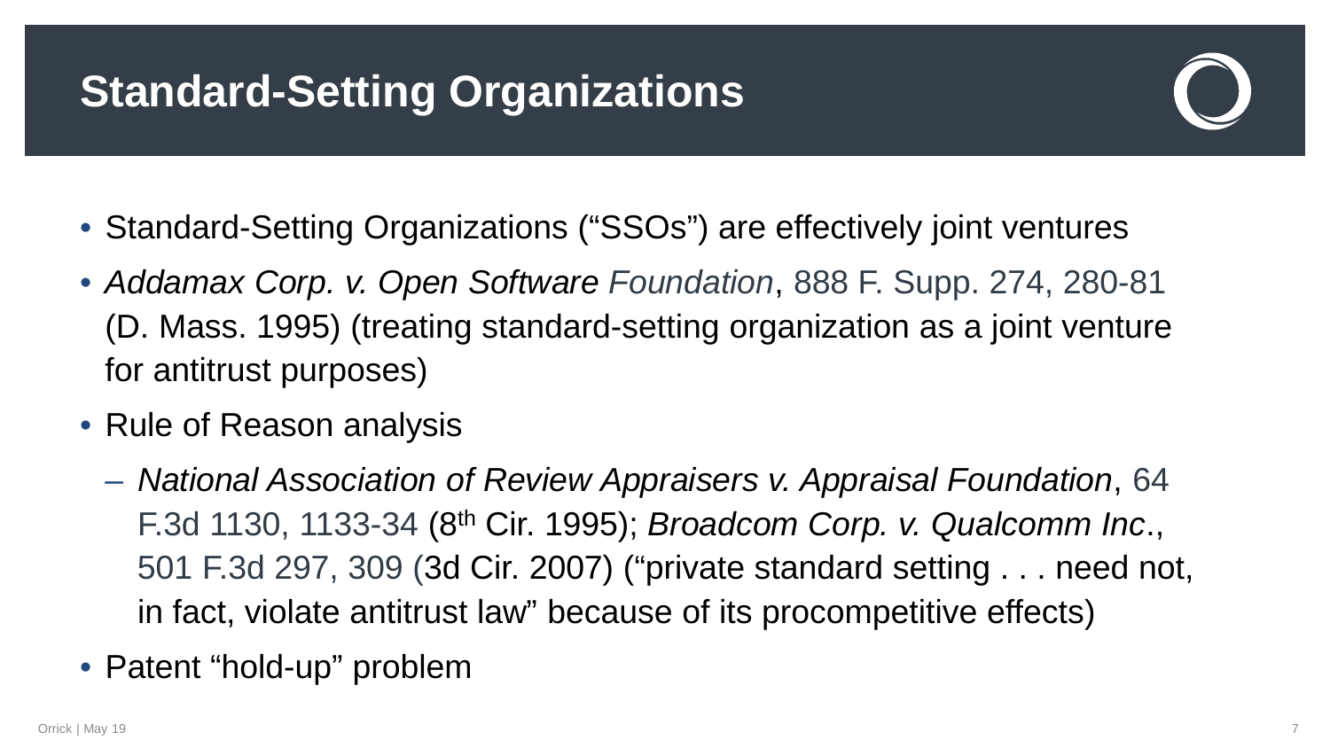# Standard-Setting Organizations

- Standard-Setting Organizations ("SSOs") are effectively joint ventures
- *Addamax Corp. v. Open Software Foundation*, 888 F. Supp. 274, 280-81 (D. Mass. 1995) (treating standard-setting organization as a joint venture for antitrust purposes)
- Rule of Reason analysis
  - *National Association of Review Appraisers v. Appraisal Foundation*, 64 F.3d 1130, 1133-34 (8th Cir. 1995); *Broadcom Corp. v. Qualcomm Inc*., 501 F.3d 297, 309 (3d Cir. 2007) ("private standard setting . . . need not, in fact, violate antitrust law" because of its procompetitive effects)
- Patent "hold-up" problem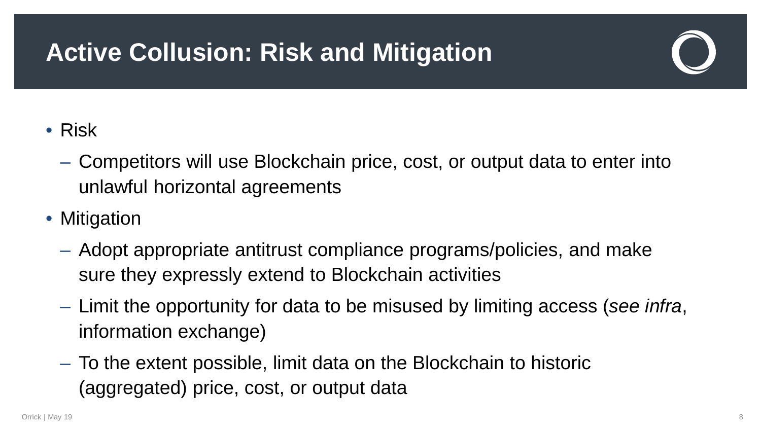# Active Collusion: Risk and Mitigation

- Risk
  - Competitors will use Blockchain price, cost, or output data to enter into unlawful horizontal agreements
- Mitigation
  - Adopt appropriate antitrust compliance programs/policies, and make sure they expressly extend to Blockchain activities
  - Limit the opportunity for data to be misused by limiting access (*see infra*, information exchange)
  - To the extent possible, limit data on the Blockchain to historic (aggregated) price, cost, or output data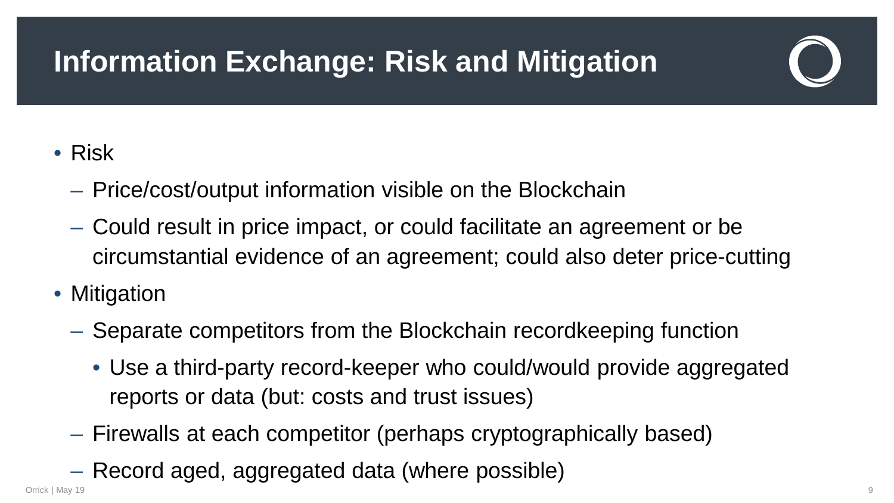# Information Exchange: Risk and Mitigation

- Risk
  - Price/cost/output information visible on the Blockchain
  - Could result in price impact, or could facilitate an agreement or be circumstantial evidence of an agreement; could also deter price-cutting
- Mitigation
  - Separate competitors from the Blockchain recordkeeping function
    - Use a third-party record-keeper who could/would provide aggregated reports or data (but: costs and trust issues)
  - Firewalls at each competitor (perhaps cryptographically based)
  - Record aged, aggregated data (where possible)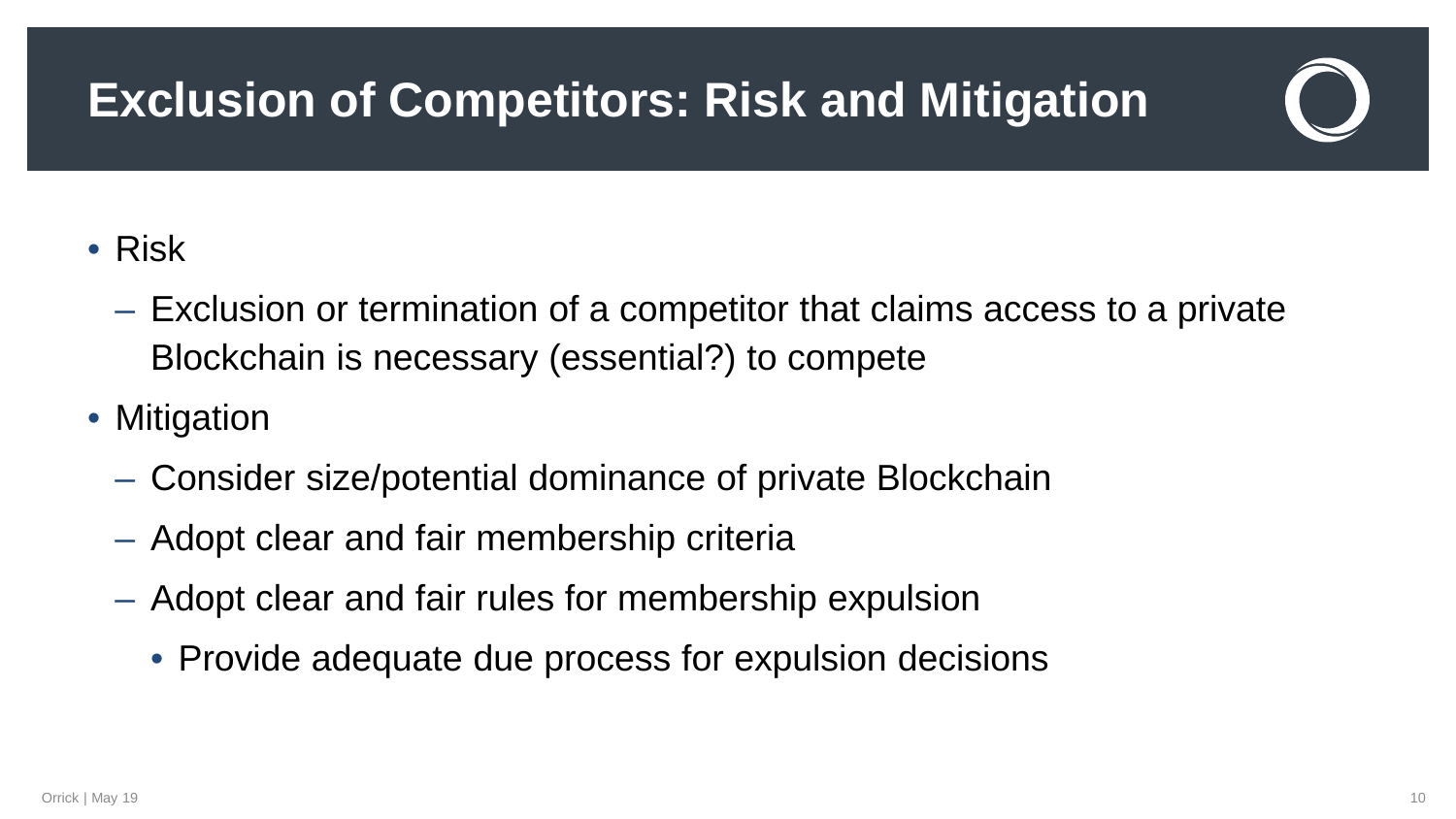# Exclusion of Competitors: Risk and Mitigation

- Risk
  - Exclusion or termination of a competitor that claims access to a private Blockchain is necessary (essential?) to compete
- Mitigation
  - Consider size/potential dominance of private Blockchain
  - Adopt clear and fair membership criteria
  - Adopt clear and fair rules for membership expulsion
    - Provide adequate due process for expulsion decisions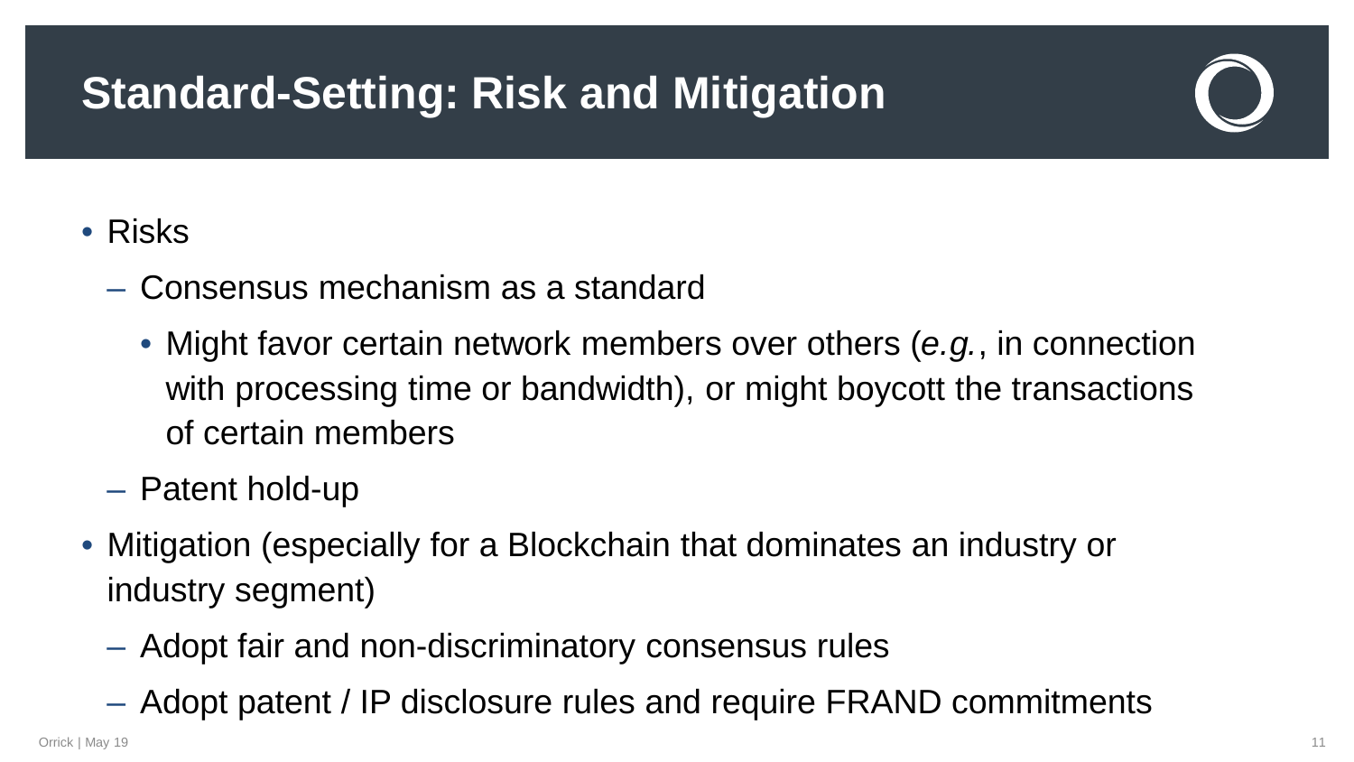# Standard-Setting: Risk and Mitigation

- Risks
  - Consensus mechanism as a standard
    - Might favor certain network members over others (*e.g.*, in connection with processing time or bandwidth), or might boycott the transactions of certain members
  - Patent hold-up
- Mitigation (especially for a Blockchain that dominates an industry or industry segment)
  - Adopt fair and non-discriminatory consensus rules
  - Adopt patent / IP disclosure rules and require FRAND commitments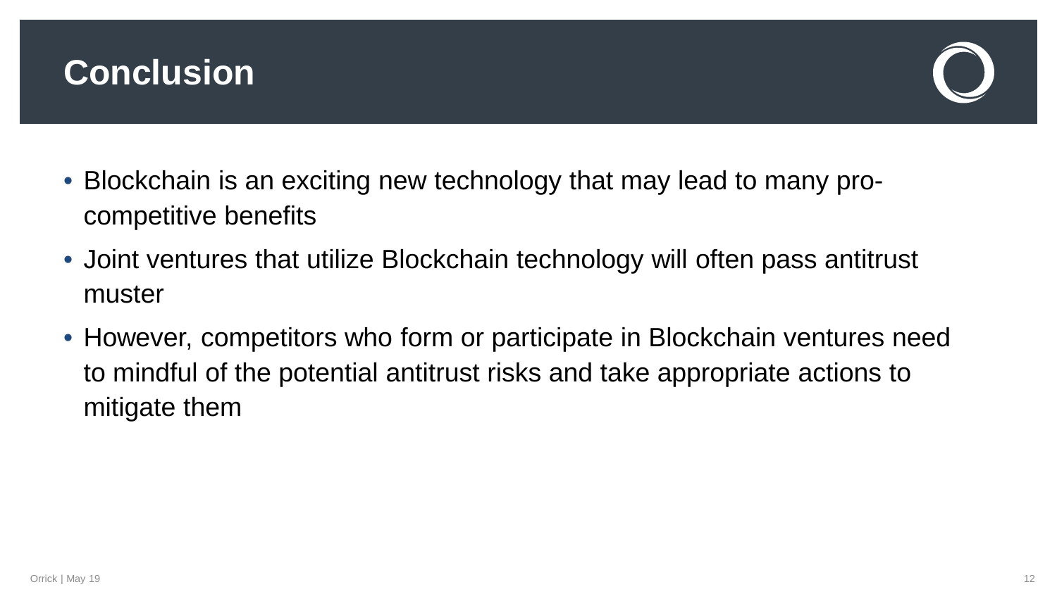# Conclusion

- Blockchain is an exciting new technology that may lead to many pro-competitive benefits
- Joint ventures that utilize Blockchain technology will often pass antitrust muster
- However, competitors who form or participate in Blockchain ventures need to mindful of the potential antitrust risks and take appropriate actions to mitigate them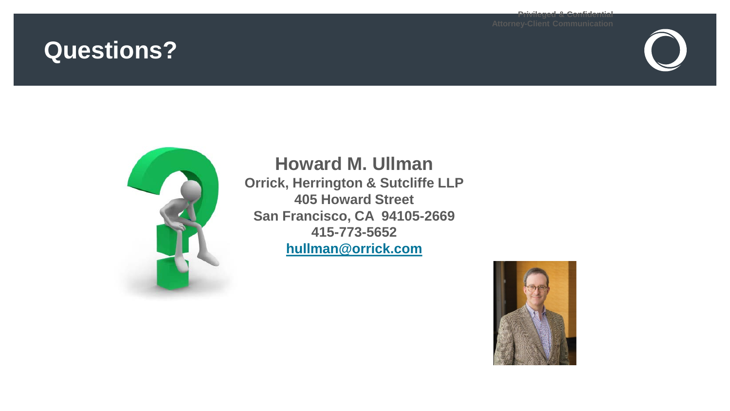# Questions?

**Howard M. Ullman**

**Orrick, Herrington & Sutcliffe LLP**

**405 Howard Street**

**San Francisco, CA  94105-2669**

**415-773-5652**

**hullman@orrick.com**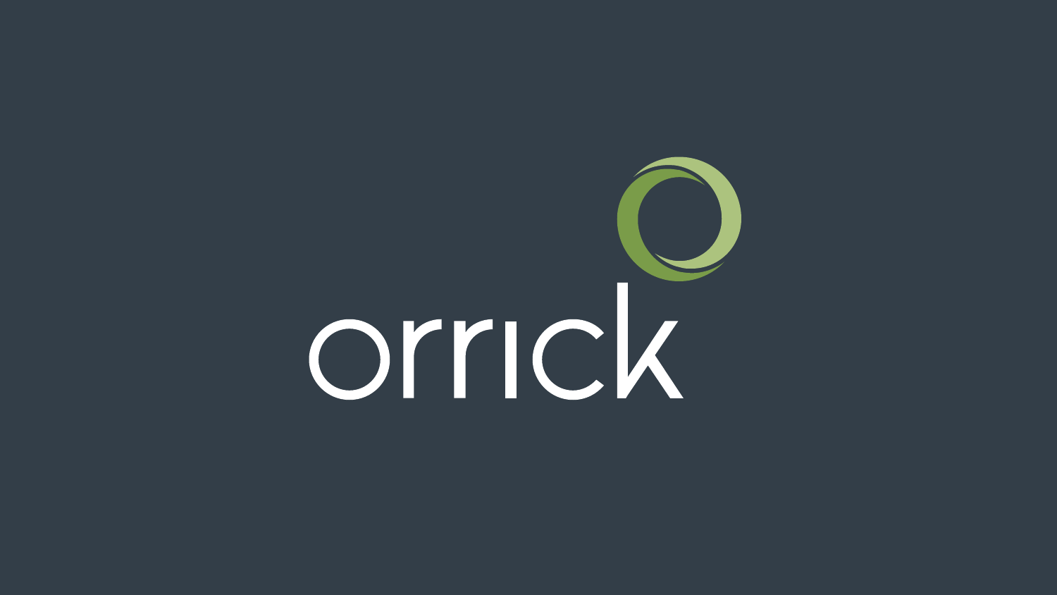orrick